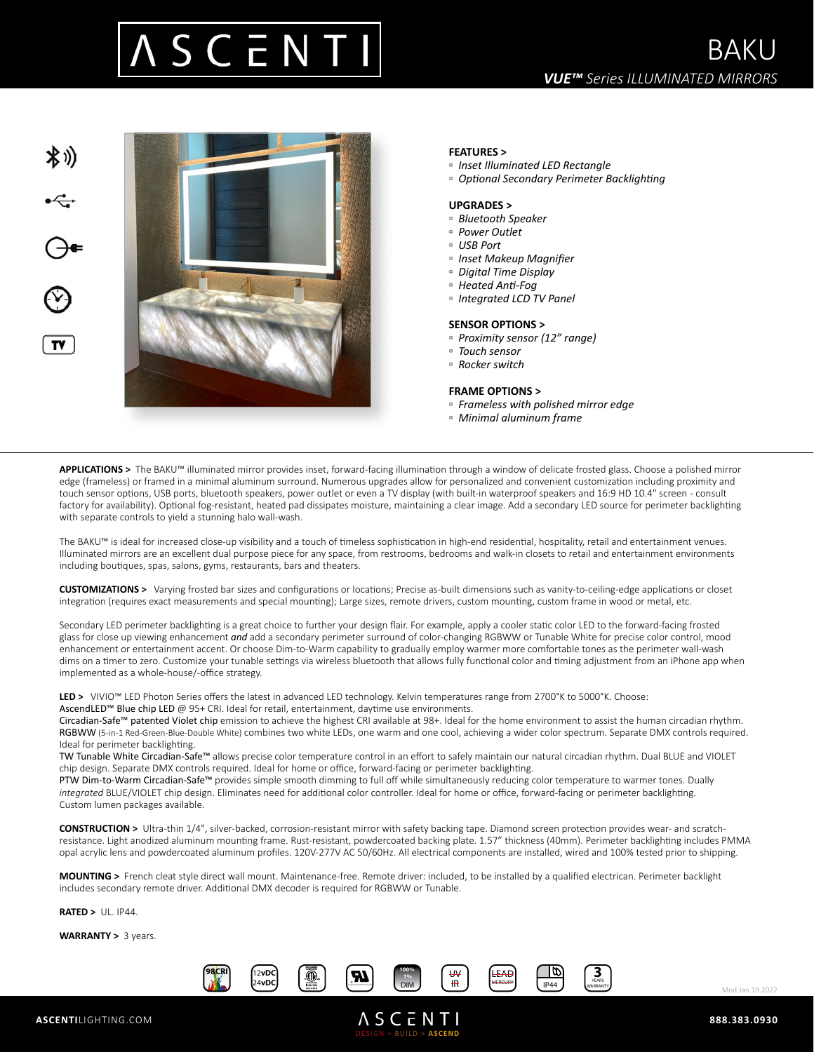# ASCENTI

# BAKU

*VUE™ Series ILLUMINATED MIRRORS*

**FEATURES >**
- *Inset Illuminated LED Rectangle*
- *Optional Secondary Perimeter Backlighting*

**UPGRADES >**
- *Bluetooth Speaker*
- *Power Outlet*
- *USB Port*
- *Inset Makeup Magnifier*
- *Digital Time Display*
- *Heated Anti-Fog*
- *Integrated LCD TV Panel*

**SENSOR OPTIONS >**
- *Proximity sensor (12" range)*
- *Touch sensor*
- *Rocker switch*

**FRAME OPTIONS >**
- *Frameless with polished mirror edge*
- *Minimal aluminum frame*

**APPLICATIONS >** The BAKU™ illuminated mirror provides inset, forward-facing illumination through a window of delicate frosted glass. Choose a polished mirror edge (frameless) or framed in a minimal aluminum surround. Numerous upgrades allow for personalized and convenient customization including proximity and touch sensor options, USB ports, bluetooth speakers, power outlet or even a TV display (with built-in waterproof speakers and 16:9 HD 10.4" screen - consult factory for availability). Optional fog-resistant, heated pad dissipates moisture, maintaining a clear image. Add a secondary LED source for perimeter backlighting with separate controls to yield a stunning halo wall-wash.

The BAKU™ is ideal for increased close-up visibility and a touch of timeless sophistication in high-end residential, hospitality, retail and entertainment venues. Illuminated mirrors are an excellent dual purpose piece for any space, from restrooms, bedrooms and walk-in closets to retail and entertainment environments including boutiques, spas, salons, gyms, restaurants, bars and theaters.

**CUSTOMIZATIONS >** Varying frosted bar sizes and configurations or locations; Precise as-built dimensions such as vanity-to-ceiling-edge applications or closet integration (requires exact measurements and special mounting); Large sizes, remote drivers, custom mounting, custom frame in wood or metal, etc.

Secondary LED perimeter backlighting is a great choice to further your design flair. For example, apply a cooler static color LED to the forward-facing frosted glass for close up viewing enhancement ***and*** add a secondary perimeter surround of color-changing RGBWW or Tunable White for precise color control, mood enhancement or entertainment accent. Or choose Dim-to-Warm capability to gradually employ warmer more comfortable tones as the perimeter wall-wash dims on a timer to zero. Customize your tunable settings via wireless bluetooth that allows fully functional color and timing adjustment from an iPhone app when implemented as a whole-house/-office strategy.

**LED >** VIVIO™ LED Photon Series offers the latest in advanced LED technology. Kelvin temperatures range from 2700°K to 5000°K. Choose:
AscendLED™ Blue chip LED @ 95+ CRI. Ideal for retail, entertainment, daytime use environments.
Circadian-Safe™ patented Violet chip emission to achieve the highest CRI available at 98+. Ideal for the home environment to assist the human circadian rhythm.
RGBWW (5-in-1 Red-Green-Blue-Double White) combines two white LEDs, one warm and one cool, achieving a wider color spectrum. Separate DMX controls required. Ideal for perimeter backlighting.
TW Tunable White Circadian-Safe™ allows precise color temperature control in an effort to safely maintain our natural circadian rhythm. Dual BLUE and VIOLET chip design. Separate DMX controls required. Ideal for home or office, forward-facing or perimeter backlighting.
PTW Dim-to-Warm Circadian-Safe™ provides simple smooth dimming to full off while simultaneously reducing color temperature to warmer tones. Dually *integrated* BLUE/VIOLET chip design. Eliminates need for additional color controller. Ideal for home or office, forward-facing or perimeter backlighting.
Custom lumen packages available.

**CONSTRUCTION >** Ultra-thin 1/4", silver-backed, corrosion-resistant mirror with safety backing tape. Diamond screen protection provides wear- and scratch-resistance. Light anodized aluminum mounting frame. Rust-resistant, powdercoated backing plate. 1.57" thickness (40mm). Perimeter backlighting includes PMMA opal acrylic lens and powdercoated aluminum profiles. 120V-277V AC 50/60Hz. All electrical components are installed, wired and 100% tested prior to shipping.

**MOUNTING >** French cleat style direct wall mount. Maintenance-free. Remote driver: included, to be installed by a qualified electrican. Perimeter backlight includes secondary remote driver. Additional DMX decoder is required for RGBWW or Tunable.

**RATED >** UL. IP44.

**WARRANTY >** 3 years.

98CRI | 12vDC 24vDC | ETL | UL | 100% 1% DIM | ~~UV~~ ~~IR~~ | ~~LEAD~~ ~~MERCURY~~ | IP44 | 3 YEARS WARRANTY

Mod.Jan.19.2022

**ASCENTI**LIGHTING.COM | ASCENTI DESIGN > BUILD > ASCEND | 888.383.0930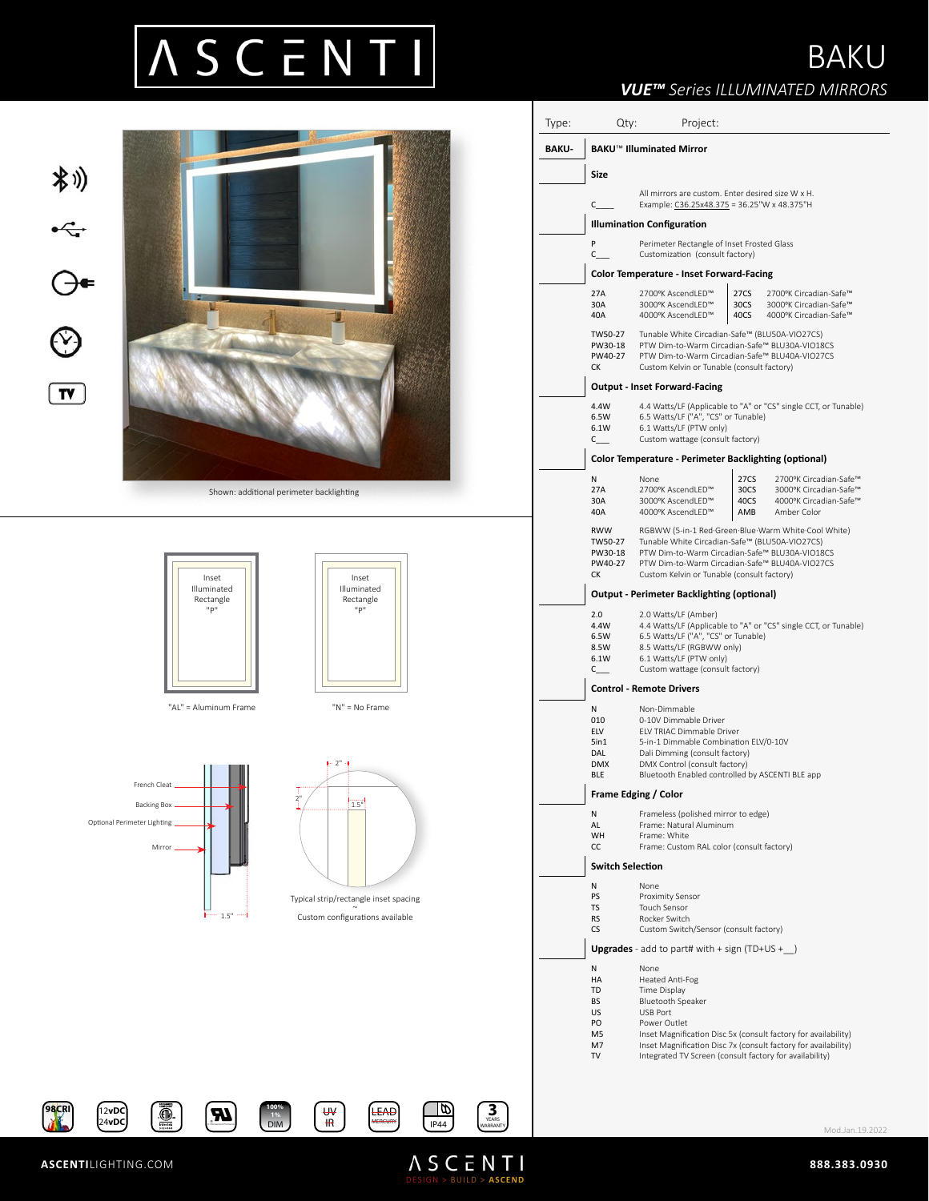# BAKU

*VUE™ Series ILLUMINATED MIRRORS*

Shown: additional perimeter backlighting

Inset Illuminated Rectangle "P"

"AL" = Aluminum Frame

Inset Illuminated Rectangle "P"

"N" = No Frame

French Cleat

Backing Box

Optional Perimeter Lighting

Mirror

1.5"

2"

2"

1.5"

Typical strip/rectangle inset spacing
~
Custom configurations available

Type: Qty: Project:

**BAKU-** | **BAKU™ Illuminated Mirror**

### Size

| | |
|---|---|
| C___ | All mirrors are custom. Enter desired size W x H. Example: C36.25x48.375 = 36.25"W x 48.375"H |

### Illumination Configuration

| | |
|---|---|
| P | Perimeter Rectangle of Inset Frosted Glass |
| C__ | Customization (consult factory) |

### Color Temperature - Inset Forward-Facing

| | | | |
|---|---|---|---|
| 27A | 2700ºK AscendLED™ | 27CS | 2700ºK Circadian-Safe™ |
| 30A | 3000ºK AscendLED™ | 30CS | 3000ºK Circadian-Safe™ |
| 40A | 4000ºK AscendLED™ | 40CS | 4000ºK Circadian-Safe™ |

| | |
|---|---|
| TW50-27 | Tunable White Circadian-Safe™ (BLU50A-VIO27CS) |
| PW30-18 | PTW Dim-to-Warm Circadian-Safe™ BLU30A-VIO18CS |
| PW40-27 | PTW Dim-to-Warm Circadian-Safe™ BLU40A-VIO27CS |
| CK | Custom Kelvin or Tunable (consult factory) |

### Output - Inset Forward-Facing

| | |
|---|---|
| 4.4W | 4.4 Watts/LF (Applicable to "A" or "CS" single CCT, or Tunable) |
| 6.5W | 6.5 Watts/LF ("A", "CS" or Tunable) |
| 6.1W | 6.1 Watts/LF (PTW only) |
| C__ | Custom wattage (consult factory) |

### Color Temperature - Perimeter Backlighting (optional)

| | | | |
|---|---|---|---|
| N | None | 27CS | 2700ºK Circadian-Safe™ |
| 27A | 2700ºK AscendLED™ | 30CS | 3000ºK Circadian-Safe™ |
| 30A | 3000ºK AscendLED™ | 40CS | 4000ºK Circadian-Safe™ |
| 40A | 4000ºK AscendLED™ | AMB | Amber Color |

| | |
|---|---|
| RWW | RGBWW (5-in-1 Red·Green·Blue·Warm White·Cool White) |
| TW50-27 | Tunable White Circadian-Safe™ (BLU50A-VIO27CS) |
| PW30-18 | PTW Dim-to-Warm Circadian-Safe™ BLU30A-VIO18CS |
| PW40-27 | PTW Dim-to-Warm Circadian-Safe™ BLU40A-VIO27CS |
| CK | Custom Kelvin or Tunable (consult factory) |

### Output - Perimeter Backlighting (optional)

| | |
|---|---|
| 2.0 | 2.0 Watts/LF (Amber) |
| 4.4W | 4.4 Watts/LF (Applicable to "A" or "CS" single CCT, or Tunable) |
| 6.5W | 6.5 Watts/LF ("A", "CS" or Tunable) |
| 8.5W | 8.5 Watts/LF (RGBWW only) |
| 6.1W | 6.1 Watts/LF (PTW only) |
| C__ | Custom wattage (consult factory) |

### Control - Remote Drivers

| | |
|---|---|
| N | Non-Dimmable |
| 010 | 0-10V Dimmable Driver |
| ELV | ELV TRIAC Dimmable Driver |
| 5in1 | 5-in-1 Dimmable Combination ELV/0-10V |
| DAL | Dali Dimming (consult factory) |
| DMX | DMX Control (consult factory) |
| BLE | Bluetooth Enabled controlled by ASCENTI BLE app |

### Frame Edging / Color

| | |
|---|---|
| N | Frameless (polished mirror to edge) |
| AL | Frame: Natural Aluminum |
| WH | Frame: White |
| CC | Frame: Custom RAL color (consult factory) |

### Switch Selection

| | |
|---|---|
| N | None |
| PS | Proximity Sensor |
| TS | Touch Sensor |
| RS | Rocker Switch |
| CS | Custom Switch/Sensor (consult factory) |

### Upgrades - add to part# with + sign (TD+US +__)

| | |
|---|---|
| N | None |
| HA | Heated Anti-Fog |
| TD | Time Display |
| BS | Bluetooth Speaker |
| US | USB Port |
| PO | Power Outlet |
| M5 | Inset Magnification Disc 5x (consult factory for availability) |
| M7 | Inset Magnification Disc 7x (consult factory for availability) |
| TV | Integrated TV Screen (consult factory for availability) |

98CRI | 12vDC 24vDC | ETL | UL | 100% 1% DIM | UV IR | LEAD MERCURY | IP44 | 3 YEARS WARRANTY

Mod.Jan.19.2022

**ASCENTI**LIGHTING.COM

ASCENTI DESIGN > BUILD > ASCEND

888.383.0930